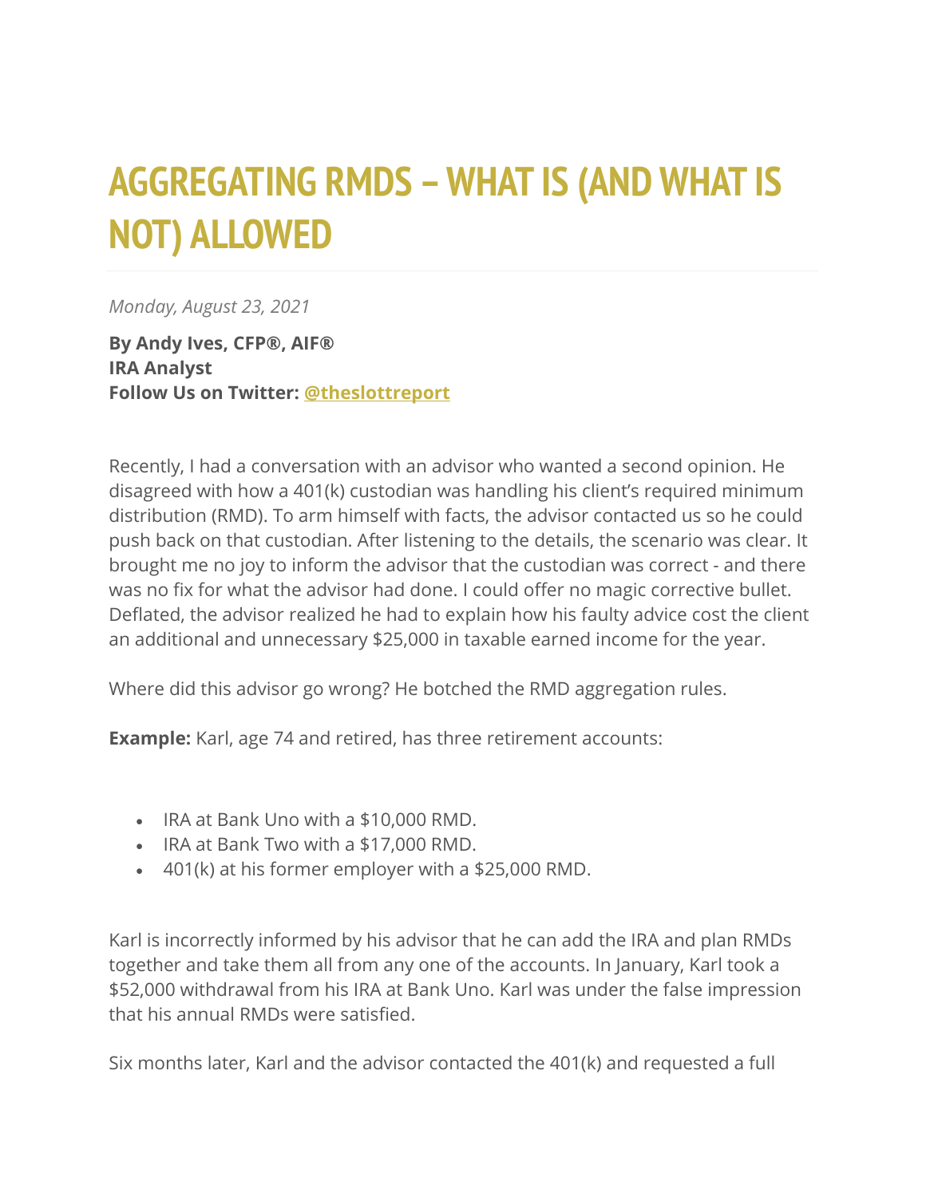# AGGREGATING RMDS – WHAT IS (AND WHAT IS NOT) ALLOWED

*Monday, August 23, 2021*

**By Andy Ives, CFP®, AIF®**
**IRA Analyst**
**Follow Us on Twitter: [@theslottreport](@theslottreport)**

Recently, I had a conversation with an advisor who wanted a second opinion. He disagreed with how a 401(k) custodian was handling his client's required minimum distribution (RMD). To arm himself with facts, the advisor contacted us so he could push back on that custodian. After listening to the details, the scenario was clear. It brought me no joy to inform the advisor that the custodian was correct - and there was no fix for what the advisor had done. I could offer no magic corrective bullet. Deflated, the advisor realized he had to explain how his faulty advice cost the client an additional and unnecessary $25,000 in taxable earned income for the year.

Where did this advisor go wrong? He botched the RMD aggregation rules.

**Example:** Karl, age 74 and retired, has three retirement accounts:

- IRA at Bank Uno with a $10,000 RMD.
- IRA at Bank Two with a $17,000 RMD.
- 401(k) at his former employer with a $25,000 RMD.

Karl is incorrectly informed by his advisor that he can add the IRA and plan RMDs together and take them all from any one of the accounts. In January, Karl took a $52,000 withdrawal from his IRA at Bank Uno. Karl was under the false impression that his annual RMDs were satisfied.

Six months later, Karl and the advisor contacted the 401(k) and requested a full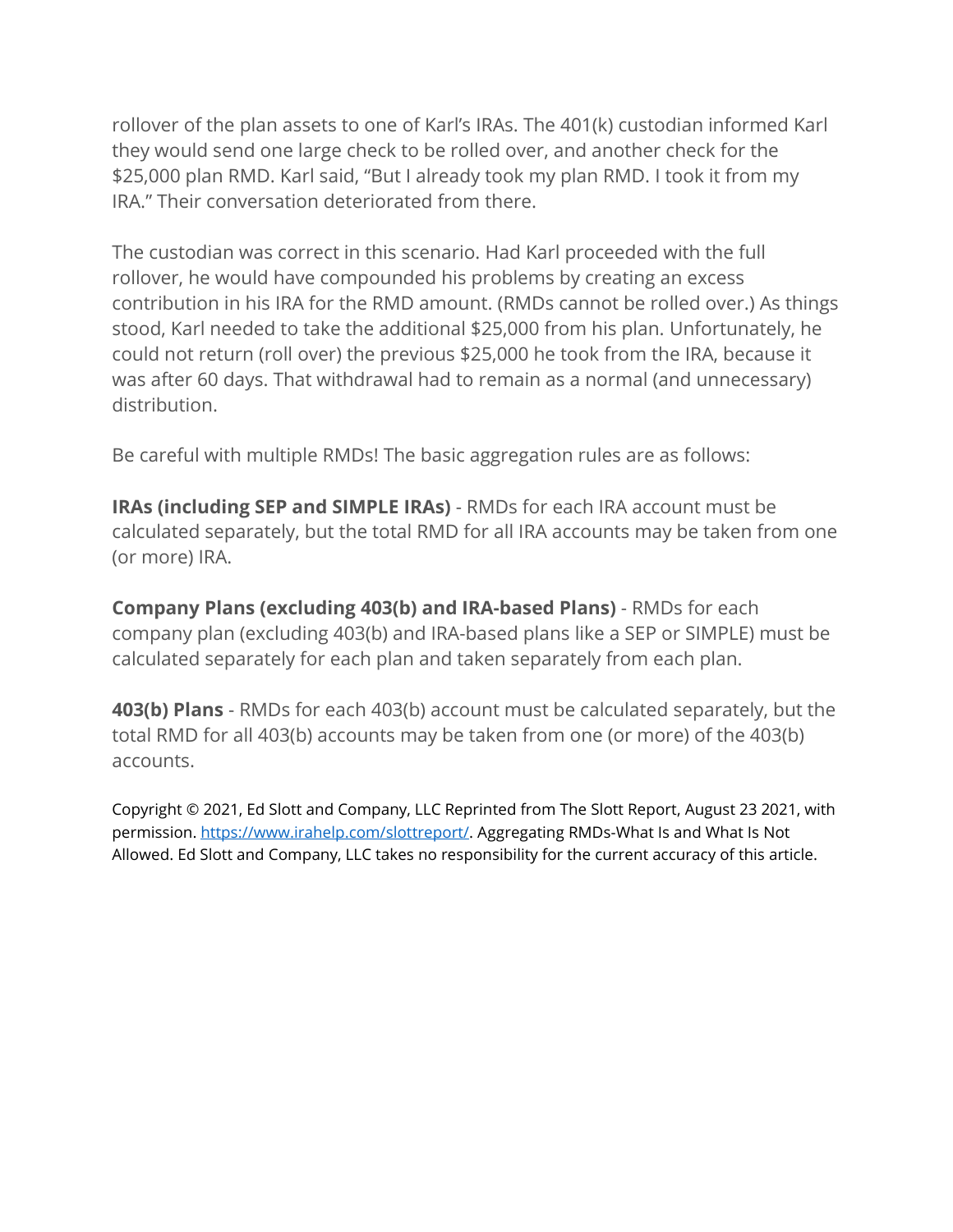rollover of the plan assets to one of Karl's IRAs. The 401(k) custodian informed Karl they would send one large check to be rolled over, and another check for the $25,000 plan RMD. Karl said, "But I already took my plan RMD. I took it from my IRA." Their conversation deteriorated from there.

The custodian was correct in this scenario. Had Karl proceeded with the full rollover, he would have compounded his problems by creating an excess contribution in his IRA for the RMD amount. (RMDs cannot be rolled over.) As things stood, Karl needed to take the additional $25,000 from his plan. Unfortunately, he could not return (roll over) the previous $25,000 he took from the IRA, because it was after 60 days. That withdrawal had to remain as a normal (and unnecessary) distribution.

Be careful with multiple RMDs! The basic aggregation rules are as follows:

**IRAs (including SEP and SIMPLE IRAs)** - RMDs for each IRA account must be calculated separately, but the total RMD for all IRA accounts may be taken from one (or more) IRA.

**Company Plans (excluding 403(b) and IRA-based Plans)** - RMDs for each company plan (excluding 403(b) and IRA-based plans like a SEP or SIMPLE) must be calculated separately for each plan and taken separately from each plan.

**403(b) Plans** - RMDs for each 403(b) account must be calculated separately, but the total RMD for all 403(b) accounts may be taken from one (or more) of the 403(b) accounts.

Copyright © 2021, Ed Slott and Company, LLC Reprinted from The Slott Report, August 23 2021, with permission. https://www.irahelp.com/slottreport/. Aggregating RMDs-What Is and What Is Not Allowed. Ed Slott and Company, LLC takes no responsibility for the current accuracy of this article.